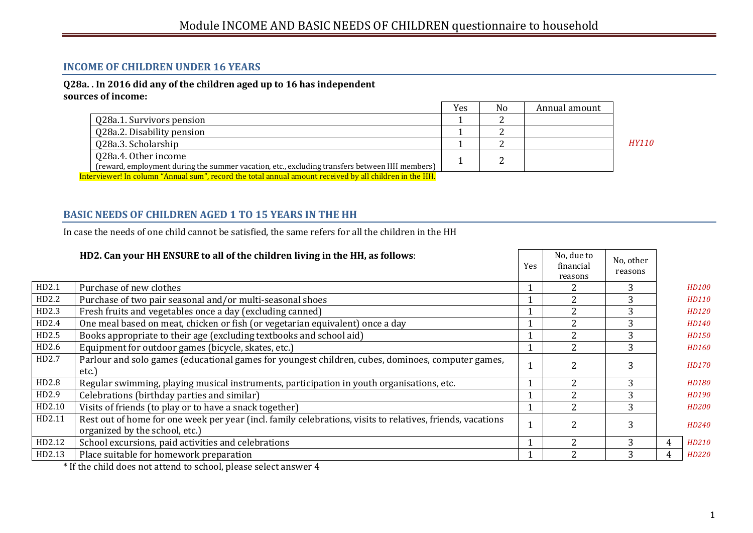# Module INCOME AND BASIC NEEDS OF CHILDREN questionnaire to household

## INCOME OF CHILDREN UNDER 16 YEARS

**Q28a. . In 2016 did any of the children aged up to 16 has independent sources of income:**

| | Yes | No | Annual amount |
|---|---|---|---|
| Q28a.1. Survivors pension | 1 | 2 | |
| Q28a.2. Disability pension | 1 | 2 | |
| Q28a.3. Scholarship | 1 | 2 | |
| Q28a.4. Other income (reward, employment during the summer vacation, etc., excluding transfers between HH members) | 1 | 2 | |

*HY110*

Interviewer! In column “Annual sum”, record the total annual amount received by all children in the HH.

## BASIC NEEDS OF CHILDREN AGED 1 TO 15 YEARS IN THE HH

In case the needs of one child cannot be satisfied, the same refers for all the children in the HH

| | **HD2. Can your HH ENSURE to all of the children living in the HH, as follows**: | Yes | No, due to financial reasons | No, other reasons | | |
|---|---|---|---|---|---|---|
| HD2.1 | Purchase of new clothes | 1 | 2 | 3 | | *HD100* |
| HD2.2 | Purchase of two pair seasonal and/or multi-seasonal shoes | 1 | 2 | 3 | | *HD110* |
| HD2.3 | Fresh fruits and vegetables once a day (excluding canned) | 1 | 2 | 3 | | *HD120* |
| HD2.4 | One meal based on meat, chicken or fish (or vegetarian equivalent) once a day | 1 | 2 | 3 | | *HD140* |
| HD2.5 | Books appropriate to their age (excluding textbooks and school aid) | 1 | 2 | 3 | | *HD150* |
| HD2.6 | Equipment for outdoor games (bicycle, skates, etc.) | 1 | 2 | 3 | | *HD160* |
| HD2.7 | Parlour and solo games (educational games for youngest children, cubes, dominoes, computer games, etc.) | 1 | 2 | 3 | | *HD170* |
| HD2.8 | Regular swimming, playing musical instruments, participation in youth organisations, etc. | 1 | 2 | 3 | | *HD180* |
| HD2.9 | Celebrations (birthday parties and similar) | 1 | 2 | 3 | | *HD190* |
| HD2.10 | Visits of friends (to play or to have a snack together) | 1 | 2 | 3 | | *HD200* |
| HD2.11 | Rest out of home for one week per year (incl. family celebrations, visits to relatives, friends, vacations organized by the school, etc.) | 1 | 2 | 3 | | *HD240* |
| HD2.12 | School excursions, paid activities and celebrations | 1 | 2 | 3 | 4 | *HD210* |
| HD2.13 | Place suitable for homework preparation | 1 | 2 | 3 | 4 | *HD220* |

* If the child does not attend to school, please select answer 4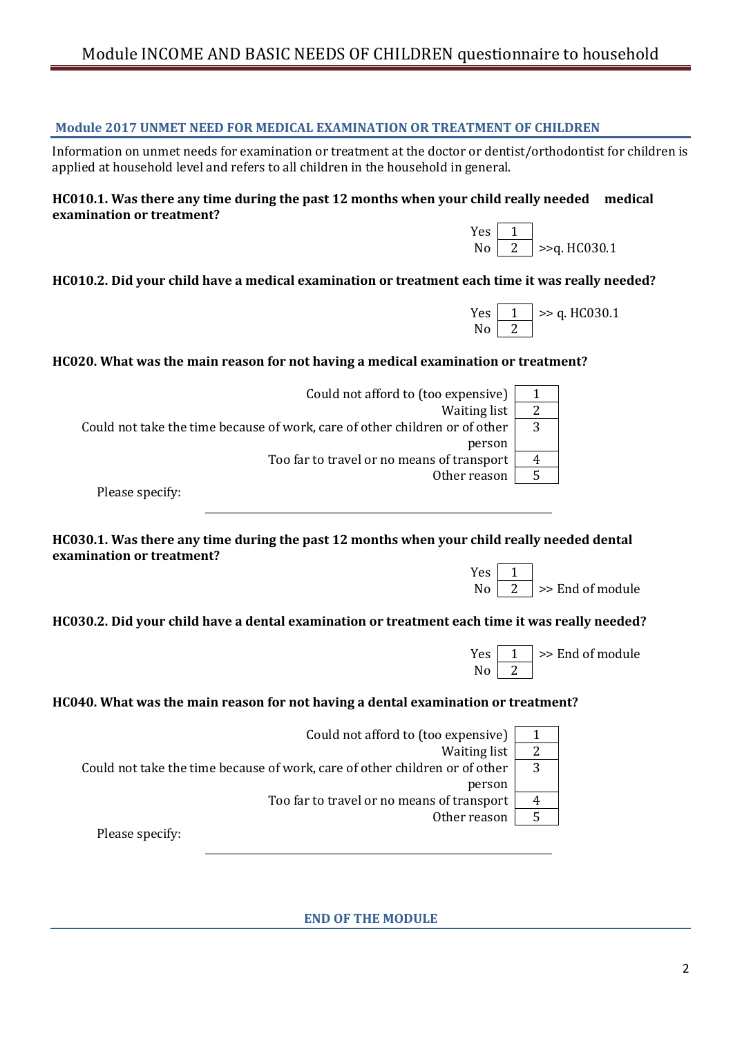### Module 2017 UNMET NEED FOR MEDICAL EXAMINATION OR TREATMENT OF CHILDREN

Information on unmet needs for examination or treatment at the doctor or dentist/orthodontist for children is applied at household level and refers to all children in the household in general.

**HC010.1. Was there any time during the past 12 months when your child really needed medical examination or treatment?**

| | | |
|---|---|---|
| Yes | 1 | |
| No | 2 | >>q. HC030.1 |

**HC010.2. Did your child have a medical examination or treatment each time it was really needed?**

| | | |
|---|---|---|
| Yes | 1 | >> q. HC030.1 |
| No | 2 | |

**HC020. What was the main reason for not having a medical examination or treatment?**

| | |
|---|---|
| Could not afford to (too expensive) | 1 |
| Waiting list | 2 |
| Could not take the time because of work, care of other children or of other person | 3 |
| Too far to travel or no means of transport | 4 |
| Other reason | 5 |

Please specify:

______________________________

**HC030.1. Was there any time during the past 12 months when your child really needed dental examination or treatment?**

| | | |
|---|---|---|
| Yes | 1 | |
| No | 2 | >> End of module |

**HC030.2. Did your child have a dental examination or treatment each time it was really needed?**

| | | |
|---|---|---|
| Yes | 1 | >> End of module |
| No | 2 | |

**HC040. What was the main reason for not having a dental examination or treatment?**

| | |
|---|---|
| Could not afford to (too expensive) | 1 |
| Waiting list | 2 |
| Could not take the time because of work, care of other children or of other person | 3 |
| Too far to travel or no means of transport | 4 |
| Other reason | 5 |

Please specify:

______________________________

**END OF THE MODULE**